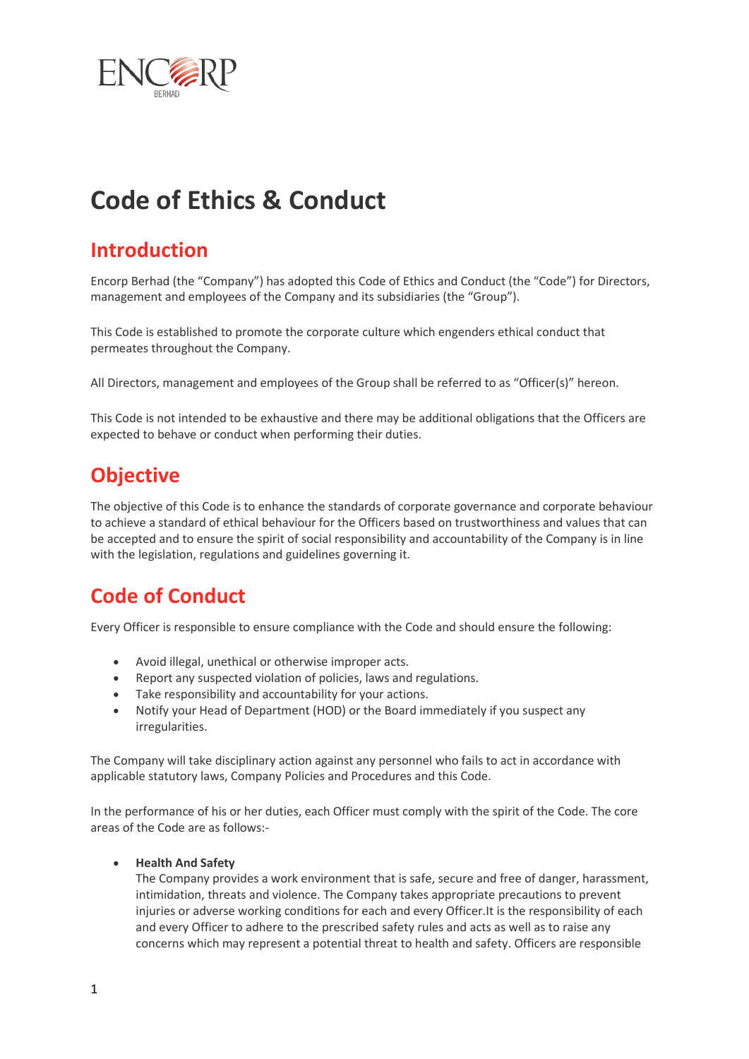ENCORP BERHAD

# Code of Ethics & Conduct

## Introduction

Encorp Berhad (the "Company") has adopted this Code of Ethics and Conduct (the "Code") for Directors, management and employees of the Company and its subsidiaries (the "Group").

This Code is established to promote the corporate culture which engenders ethical conduct that permeates throughout the Company.

All Directors, management and employees of the Group shall be referred to as "Officer(s)" hereon.

This Code is not intended to be exhaustive and there may be additional obligations that the Officers are expected to behave or conduct when performing their duties.

## Objective

The objective of this Code is to enhance the standards of corporate governance and corporate behaviour to achieve a standard of ethical behaviour for the Officers based on trustworthiness and values that can be accepted and to ensure the spirit of social responsibility and accountability of the Company is in line with the legislation, regulations and guidelines governing it.

## Code of Conduct

Every Officer is responsible to ensure compliance with the Code and should ensure the following:

- Avoid illegal, unethical or otherwise improper acts.
- Report any suspected violation of policies, laws and regulations.
- Take responsibility and accountability for your actions.
- Notify your Head of Department (HOD) or the Board immediately if you suspect any irregularities.

The Company will take disciplinary action against any personnel who fails to act in accordance with applicable statutory laws, Company Policies and Procedures and this Code.

In the performance of his or her duties, each Officer must comply with the spirit of the Code. The core areas of the Code are as follows:-

- **Health And Safety**
  The Company provides a work environment that is safe, secure and free of danger, harassment, intimidation, threats and violence. The Company takes appropriate precautions to prevent injuries or adverse working conditions for each and every Officer.It is the responsibility of each and every Officer to adhere to the prescribed safety rules and acts as well as to raise any concerns which may represent a potential threat to health and safety. Officers are responsible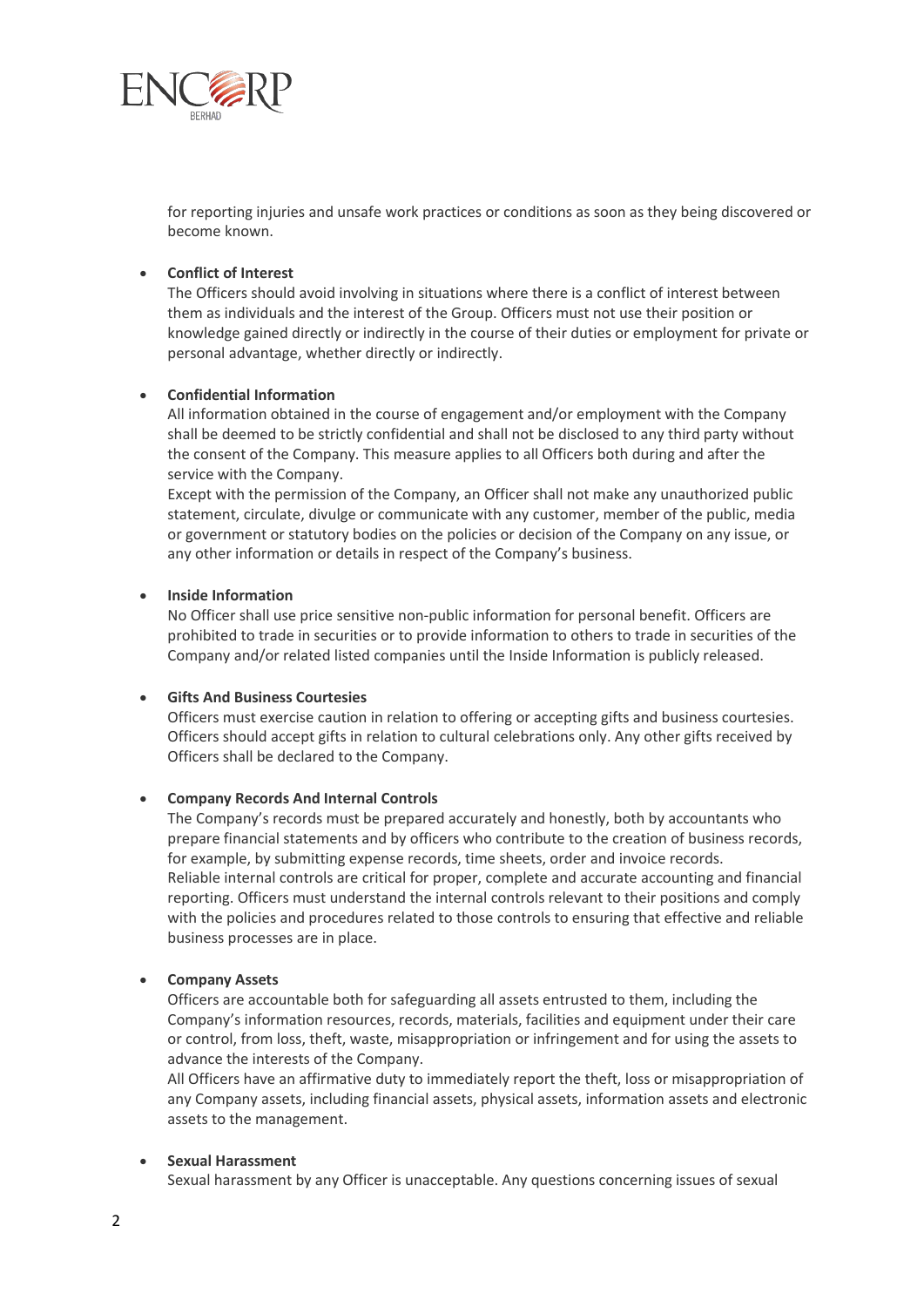for reporting injuries and unsafe work practices or conditions as soon as they being discovered or become known.

- **Conflict of Interest**
  The Officers should avoid involving in situations where there is a conflict of interest between them as individuals and the interest of the Group. Officers must not use their position or knowledge gained directly or indirectly in the course of their duties or employment for private or personal advantage, whether directly or indirectly.

- **Confidential Information**
  All information obtained in the course of engagement and/or employment with the Company shall be deemed to be strictly confidential and shall not be disclosed to any third party without the consent of the Company. This measure applies to all Officers both during and after the service with the Company.
  Except with the permission of the Company, an Officer shall not make any unauthorized public statement, circulate, divulge or communicate with any customer, member of the public, media or government or statutory bodies on the policies or decision of the Company on any issue, or any other information or details in respect of the Company's business.

- **Inside Information**
  No Officer shall use price sensitive non-public information for personal benefit. Officers are prohibited to trade in securities or to provide information to others to trade in securities of the Company and/or related listed companies until the Inside Information is publicly released.

- **Gifts And Business Courtesies**
  Officers must exercise caution in relation to offering or accepting gifts and business courtesies. Officers should accept gifts in relation to cultural celebrations only. Any other gifts received by Officers shall be declared to the Company.

- **Company Records And Internal Controls**
  The Company's records must be prepared accurately and honestly, both by accountants who prepare financial statements and by officers who contribute to the creation of business records, for example, by submitting expense records, time sheets, order and invoice records.
  Reliable internal controls are critical for proper, complete and accurate accounting and financial reporting. Officers must understand the internal controls relevant to their positions and comply with the policies and procedures related to those controls to ensuring that effective and reliable business processes are in place.

- **Company Assets**
  Officers are accountable both for safeguarding all assets entrusted to them, including the Company's information resources, records, materials, facilities and equipment under their care or control, from loss, theft, waste, misappropriation or infringement and for using the assets to advance the interests of the Company.
  All Officers have an affirmative duty to immediately report the theft, loss or misappropriation of any Company assets, including financial assets, physical assets, information assets and electronic assets to the management.

- **Sexual Harassment**
  Sexual harassment by any Officer is unacceptable. Any questions concerning issues of sexual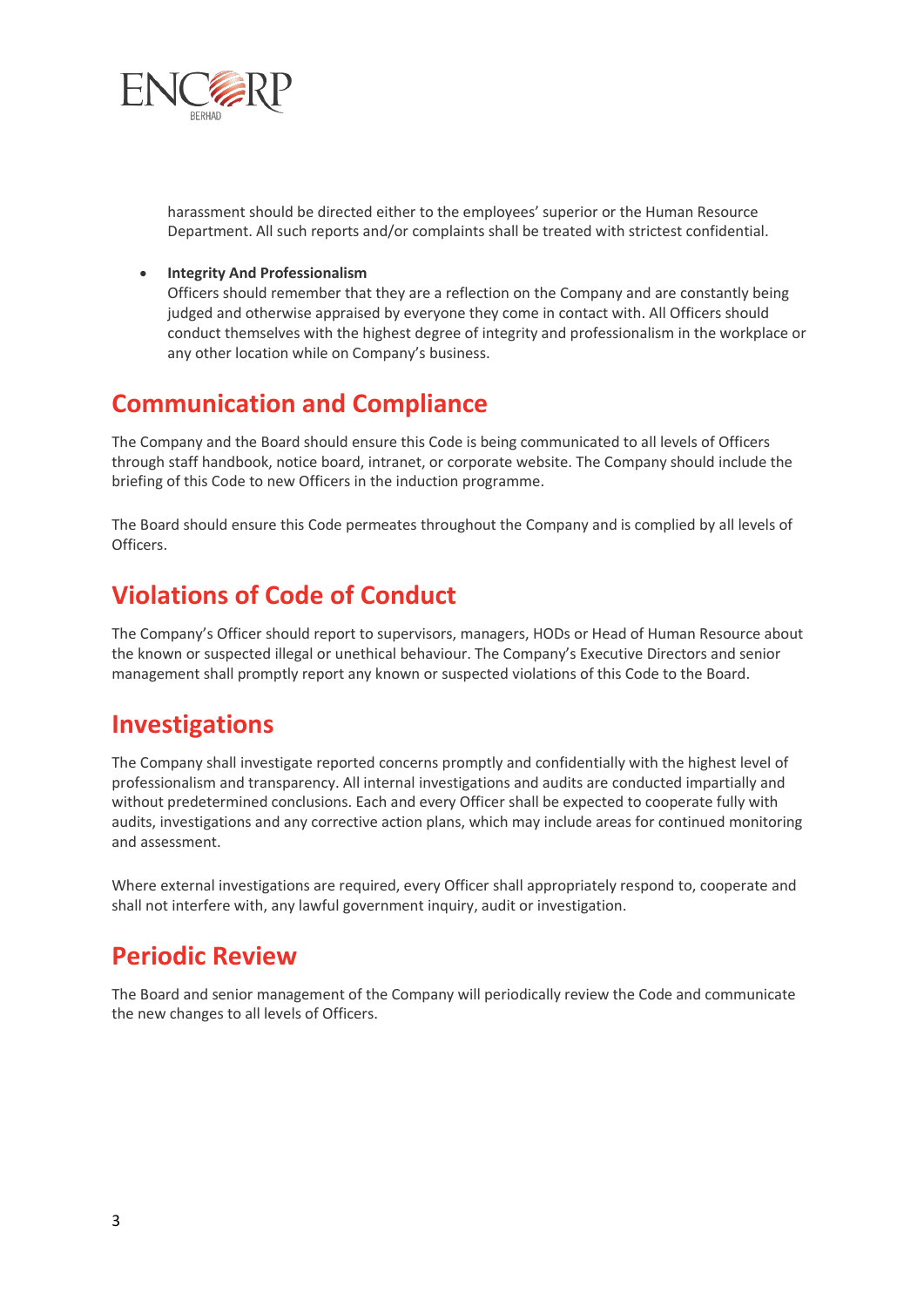harassment should be directed either to the employees' superior or the Human Resource Department. All such reports and/or complaints shall be treated with strictest confidential.

- **Integrity And Professionalism**
  Officers should remember that they are a reflection on the Company and are constantly being judged and otherwise appraised by everyone they come in contact with. All Officers should conduct themselves with the highest degree of integrity and professionalism in the workplace or any other location while on Company's business.

## Communication and Compliance

The Company and the Board should ensure this Code is being communicated to all levels of Officers through staff handbook, notice board, intranet, or corporate website. The Company should include the briefing of this Code to new Officers in the induction programme.

The Board should ensure this Code permeates throughout the Company and is complied by all levels of Officers.

## Violations of Code of Conduct

The Company's Officer should report to supervisors, managers, HODs or Head of Human Resource about the known or suspected illegal or unethical behaviour. The Company's Executive Directors and senior management shall promptly report any known or suspected violations of this Code to the Board.

## Investigations

The Company shall investigate reported concerns promptly and confidentially with the highest level of professionalism and transparency. All internal investigations and audits are conducted impartially and without predetermined conclusions. Each and every Officer shall be expected to cooperate fully with audits, investigations and any corrective action plans, which may include areas for continued monitoring and assessment.

Where external investigations are required, every Officer shall appropriately respond to, cooperate and shall not interfere with, any lawful government inquiry, audit or investigation.

## Periodic Review

The Board and senior management of the Company will periodically review the Code and communicate the new changes to all levels of Officers.